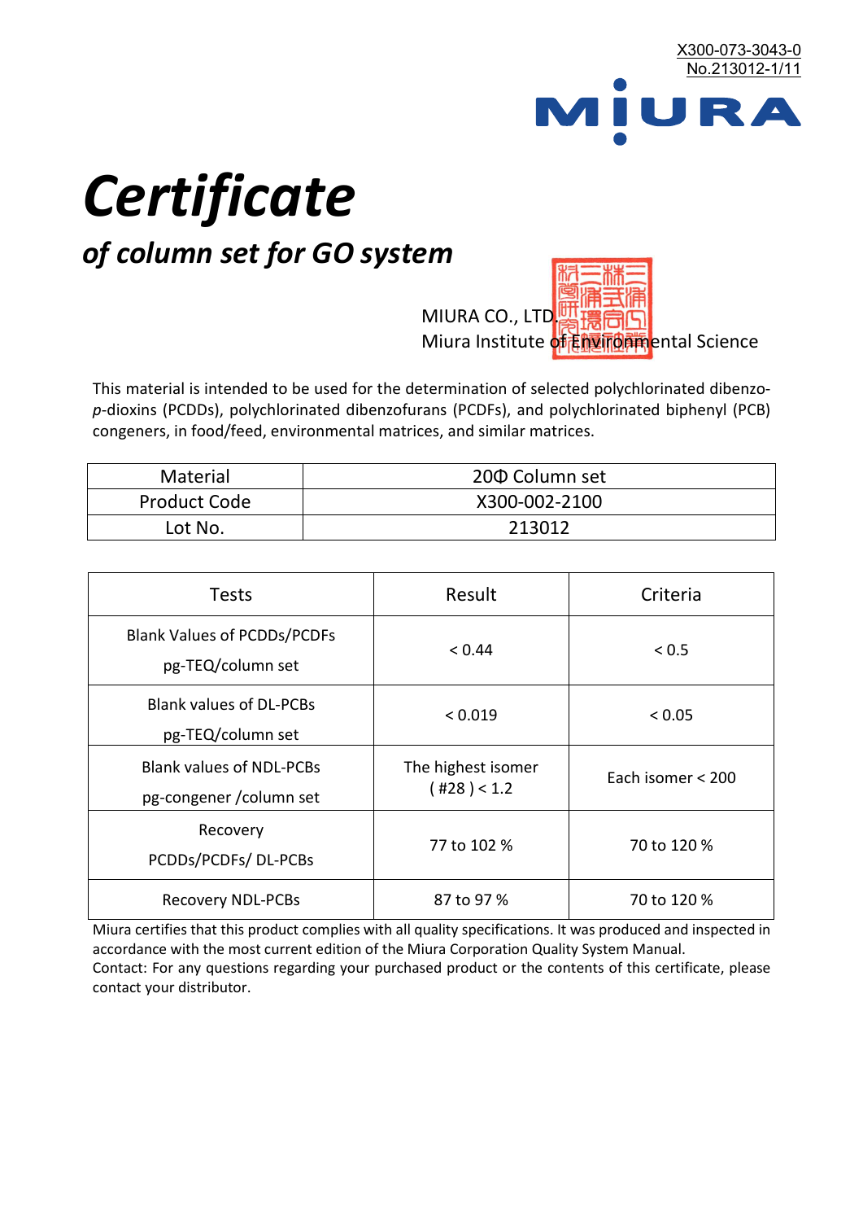X300-073-3043-0
No.213012-1/11

MIURA

# Certificate

## of column set for GO system

MIURA CO., LTD.
Miura Institute of Environmental Science

This material is intended to be used for the determination of selected polychlorinated dibenzo-*p*-dioxins (PCDDs), polychlorinated dibenzofurans (PCDFs), and polychlorinated biphenyl (PCB) congeners, in food/feed, environmental matrices, and similar matrices.

| Material | 20Φ Column set |
|---|---|
| Product Code | X300-002-2100 |
| Lot No. | 213012 |

| Tests | Result | Criteria |
|---|---|---|
| Blank Values of PCDDs/PCDFs pg-TEQ/column set | < 0.44 | < 0.5 |
| Blank values of DL-PCBs pg-TEQ/column set | < 0.019 | < 0.05 |
| Blank values of NDL-PCBs pg-congener /column set | The highest isomer ( #28 ) < 1.2 | Each isomer < 200 |
| Recovery PCDDs/PCDFs/ DL-PCBs | 77 to 102 % | 70 to 120 % |
| Recovery NDL-PCBs | 87 to 97 % | 70 to 120 % |

Miura certifies that this product complies with all quality specifications. It was produced and inspected in accordance with the most current edition of the Miura Corporation Quality System Manual.
Contact: For any questions regarding your purchased product or the contents of this certificate, please contact your distributor.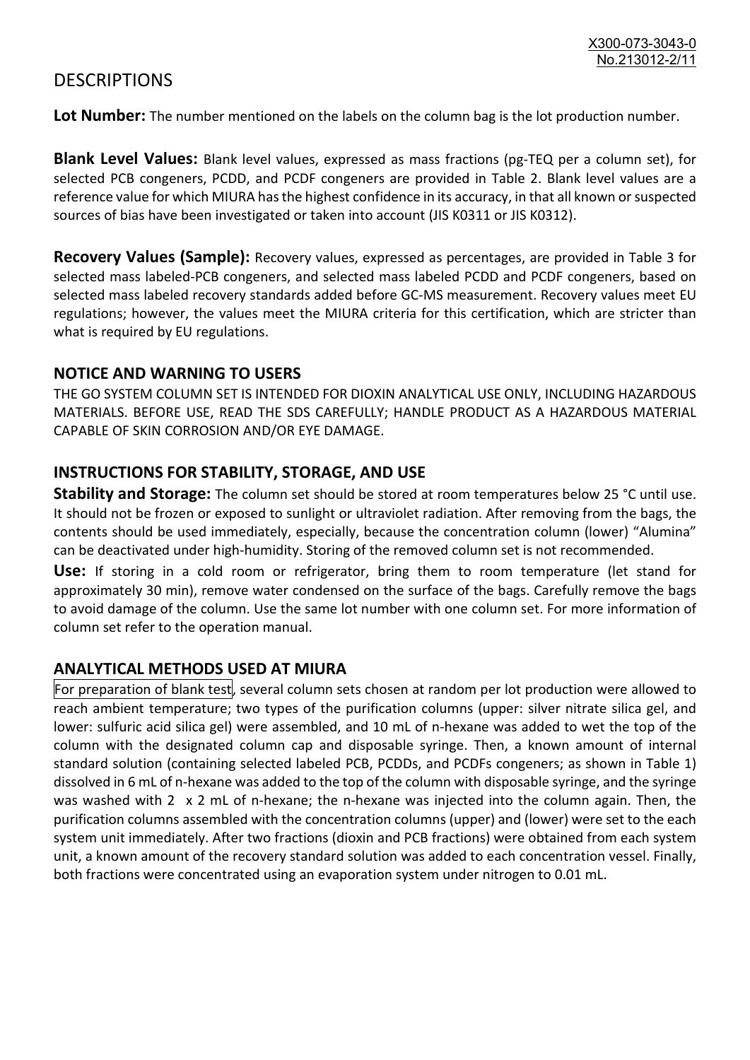# DESCRIPTIONS

**Lot Number:** The number mentioned on the labels on the column bag is the lot production number.

**Blank Level Values:** Blank level values, expressed as mass fractions (pg-TEQ per a column set), for selected PCB congeners, PCDD, and PCDF congeners are provided in Table 2. Blank level values are a reference value for which MIURA has the highest confidence in its accuracy, in that all known or suspected sources of bias have been investigated or taken into account (JIS K0311 or JIS K0312).

**Recovery Values (Sample):** Recovery values, expressed as percentages, are provided in Table 3 for selected mass labeled-PCB congeners, and selected mass labeled PCDD and PCDF congeners, based on selected mass labeled recovery standards added before GC-MS measurement. Recovery values meet EU regulations; however, the values meet the MIURA criteria for this certification, which are stricter than what is required by EU regulations.

## NOTICE AND WARNING TO USERS

THE GO SYSTEM COLUMN SET IS INTENDED FOR DIOXIN ANALYTICAL USE ONLY, INCLUDING HAZARDOUS MATERIALS. BEFORE USE, READ THE SDS CAREFULLY; HANDLE PRODUCT AS A HAZARDOUS MATERIAL CAPABLE OF SKIN CORROSION AND/OR EYE DAMAGE.

## INSTRUCTIONS FOR STABILITY, STORAGE, AND USE

**Stability and Storage:** The column set should be stored at room temperatures below 25 °C until use. It should not be frozen or exposed to sunlight or ultraviolet radiation. After removing from the bags, the contents should be used immediately, especially, because the concentration column (lower) "Alumina" can be deactivated under high-humidity. Storing of the removed column set is not recommended.

**Use:** If storing in a cold room or refrigerator, bring them to room temperature (let stand for approximately 30 min), remove water condensed on the surface of the bags. Carefully remove the bags to avoid damage of the column. Use the same lot number with one column set. For more information of column set refer to the operation manual.

## ANALYTICAL METHODS USED AT MIURA

For preparation of blank test, several column sets chosen at random per lot production were allowed to reach ambient temperature; two types of the purification columns (upper: silver nitrate silica gel, and lower: sulfuric acid silica gel) were assembled, and 10 mL of n-hexane was added to wet the top of the column with the designated column cap and disposable syringe. Then, a known amount of internal standard solution (containing selected labeled PCB, PCDDs, and PCDFs congeners; as shown in Table 1) dissolved in 6 mL of n-hexane was added to the top of the column with disposable syringe, and the syringe was washed with 2 x 2 mL of n-hexane; the n-hexane was injected into the column again. Then, the purification columns assembled with the concentration columns (upper) and (lower) were set to the each system unit immediately. After two fractions (dioxin and PCB fractions) were obtained from each system unit, a known amount of the recovery standard solution was added to each concentration vessel. Finally, both fractions were concentrated using an evaporation system under nitrogen to 0.01 mL.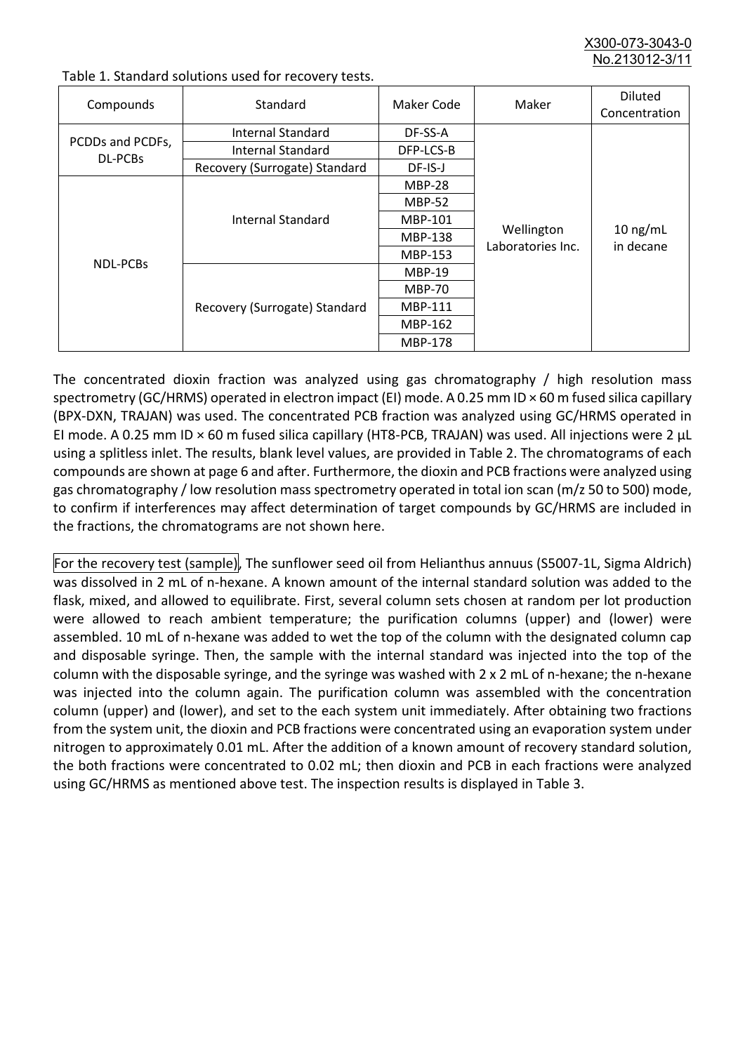Table 1. Standard solutions used for recovery tests.

| Compounds | Standard | Maker Code | Maker | Diluted Concentration |
|---|---|---|---|---|
| PCDDs and PCDFs, DL-PCBs | Internal Standard | DF-SS-A | Wellington Laboratories Inc. | 10 ng/mL in decane |
| | Internal Standard | DFP-LCS-B | | |
| | Recovery (Surrogate) Standard | DF-IS-J | | |
| NDL-PCBs | Internal Standard | MBP-28 | | |
| | | MBP-52 | | |
| | | MBP-101 | | |
| | | MBP-138 | | |
| | | MBP-153 | | |
| | Recovery (Surrogate) Standard | MBP-19 | | |
| | | MBP-70 | | |
| | | MBP-111 | | |
| | | MBP-162 | | |
| | | MBP-178 | | |

The concentrated dioxin fraction was analyzed using gas chromatography / high resolution mass spectrometry (GC/HRMS) operated in electron impact (EI) mode. A 0.25 mm ID × 60 m fused silica capillary (BPX-DXN, TRAJAN) was used. The concentrated PCB fraction was analyzed using GC/HRMS operated in EI mode. A 0.25 mm ID × 60 m fused silica capillary (HT8-PCB, TRAJAN) was used. All injections were 2 µL using a splitless inlet. The results, blank level values, are provided in Table 2. The chromatograms of each compounds are shown at page 6 and after. Furthermore, the dioxin and PCB fractions were analyzed using gas chromatography / low resolution mass spectrometry operated in total ion scan (m/z 50 to 500) mode, to confirm if interferences may affect determination of target compounds by GC/HRMS are included in the fractions, the chromatograms are not shown here.

For the recovery test (sample), The sunflower seed oil from Helianthus annuus (S5007-1L, Sigma Aldrich) was dissolved in 2 mL of n-hexane. A known amount of the internal standard solution was added to the flask, mixed, and allowed to equilibrate. First, several column sets chosen at random per lot production were allowed to reach ambient temperature; the purification columns (upper) and (lower) were assembled. 10 mL of n-hexane was added to wet the top of the column with the designated column cap and disposable syringe. Then, the sample with the internal standard was injected into the top of the column with the disposable syringe, and the syringe was washed with 2 x 2 mL of n-hexane; the n-hexane was injected into the column again. The purification column was assembled with the concentration column (upper) and (lower), and set to the each system unit immediately. After obtaining two fractions from the system unit, the dioxin and PCB fractions were concentrated using an evaporation system under nitrogen to approximately 0.01 mL. After the addition of a known amount of recovery standard solution, the both fractions were concentrated to 0.02 mL; then dioxin and PCB in each fractions were analyzed using GC/HRMS as mentioned above test. The inspection results is displayed in Table 3.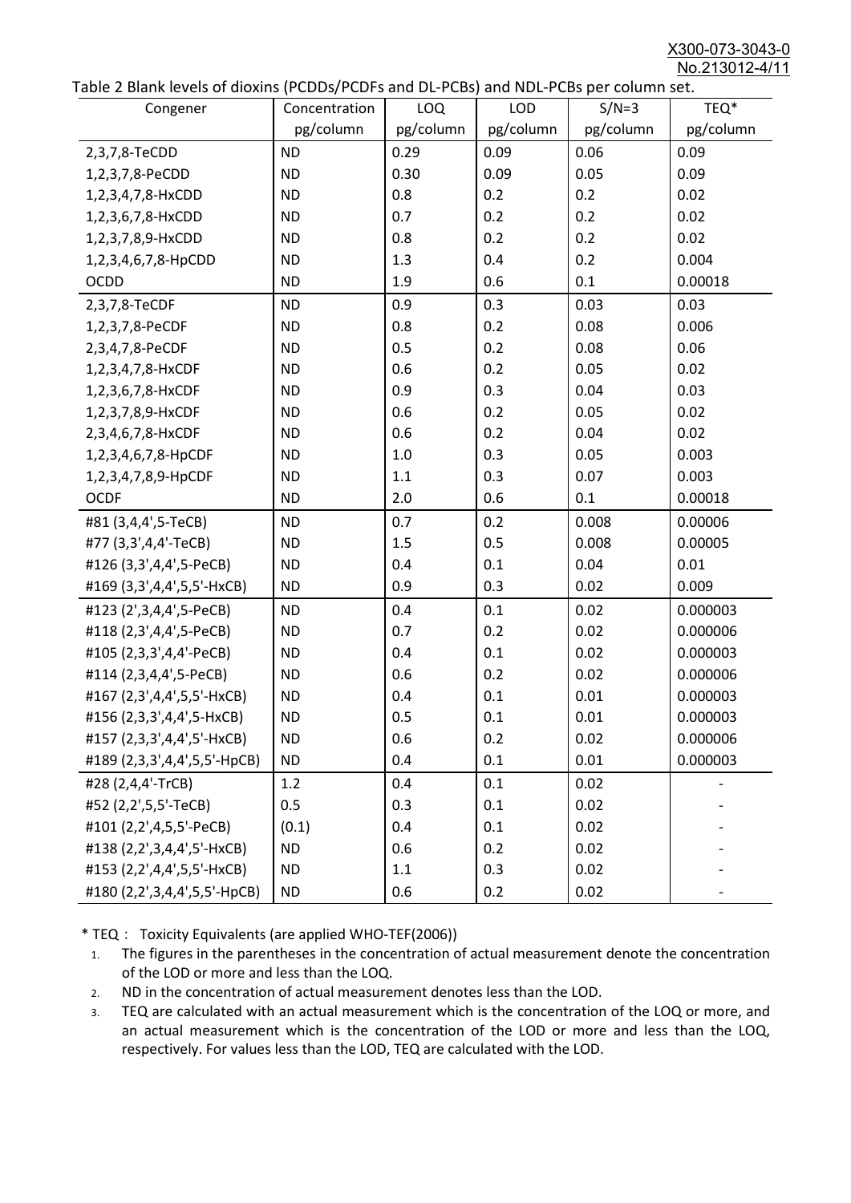Table 2 Blank levels of dioxins (PCDDs/PCDFs and DL-PCBs) and NDL-PCBs per column set.

| Congener | Concentration pg/column | LOQ pg/column | LOD pg/column | S/N=3 pg/column | TEQ* pg/column |
|---|---|---|---|---|---|
| 2,3,7,8-TeCDD | ND | 0.29 | 0.09 | 0.06 | 0.09 |
| 1,2,3,7,8-PeCDD | ND | 0.30 | 0.09 | 0.05 | 0.09 |
| 1,2,3,4,7,8-HxCDD | ND | 0.8 | 0.2 | 0.2 | 0.02 |
| 1,2,3,6,7,8-HxCDD | ND | 0.7 | 0.2 | 0.2 | 0.02 |
| 1,2,3,7,8,9-HxCDD | ND | 0.8 | 0.2 | 0.2 | 0.02 |
| 1,2,3,4,6,7,8-HpCDD | ND | 1.3 | 0.4 | 0.2 | 0.004 |
| OCDD | ND | 1.9 | 0.6 | 0.1 | 0.00018 |
| 2,3,7,8-TeCDF | ND | 0.9 | 0.3 | 0.03 | 0.03 |
| 1,2,3,7,8-PeCDF | ND | 0.8 | 0.2 | 0.08 | 0.006 |
| 2,3,4,7,8-PeCDF | ND | 0.5 | 0.2 | 0.08 | 0.06 |
| 1,2,3,4,7,8-HxCDF | ND | 0.6 | 0.2 | 0.05 | 0.02 |
| 1,2,3,6,7,8-HxCDF | ND | 0.9 | 0.3 | 0.04 | 0.03 |
| 1,2,3,7,8,9-HxCDF | ND | 0.6 | 0.2 | 0.05 | 0.02 |
| 2,3,4,6,7,8-HxCDF | ND | 0.6 | 0.2 | 0.04 | 0.02 |
| 1,2,3,4,6,7,8-HpCDF | ND | 1.0 | 0.3 | 0.05 | 0.003 |
| 1,2,3,4,7,8,9-HpCDF | ND | 1.1 | 0.3 | 0.07 | 0.003 |
| OCDF | ND | 2.0 | 0.6 | 0.1 | 0.00018 |
| #81 (3,4,4',5-TeCB) | ND | 0.7 | 0.2 | 0.008 | 0.00006 |
| #77 (3,3',4,4'-TeCB) | ND | 1.5 | 0.5 | 0.008 | 0.00005 |
| #126 (3,3',4,4',5-PeCB) | ND | 0.4 | 0.1 | 0.04 | 0.01 |
| #169 (3,3',4,4',5,5'-HxCB) | ND | 0.9 | 0.3 | 0.02 | 0.009 |
| #123 (2',3,4,4',5-PeCB) | ND | 0.4 | 0.1 | 0.02 | 0.000003 |
| #118 (2,3',4,4',5-PeCB) | ND | 0.7 | 0.2 | 0.02 | 0.000006 |
| #105 (2,3,3',4,4'-PeCB) | ND | 0.4 | 0.1 | 0.02 | 0.000003 |
| #114 (2,3,4,4',5-PeCB) | ND | 0.6 | 0.2 | 0.02 | 0.000006 |
| #167 (2,3',4,4',5,5'-HxCB) | ND | 0.4 | 0.1 | 0.01 | 0.000003 |
| #156 (2,3,3',4,4',5-HxCB) | ND | 0.5 | 0.1 | 0.01 | 0.000003 |
| #157 (2,3,3',4,4',5'-HxCB) | ND | 0.6 | 0.2 | 0.02 | 0.000006 |
| #189 (2,3,3',4,4',5,5'-HpCB) | ND | 0.4 | 0.1 | 0.01 | 0.000003 |
| #28 (2,4,4'-TrCB) | 1.2 | 0.4 | 0.1 | 0.02 | - |
| #52 (2,2',5,5'-TeCB) | 0.5 | 0.3 | 0.1 | 0.02 | - |
| #101 (2,2',4,5,5'-PeCB) | (0.1) | 0.4 | 0.1 | 0.02 | - |
| #138 (2,2',3,4,4',5'-HxCB) | ND | 0.6 | 0.2 | 0.02 | - |
| #153 (2,2',4,4',5,5'-HxCB) | ND | 1.1 | 0.3 | 0.02 | - |
| #180 (2,2',3,4,4',5,5'-HpCB) | ND | 0.6 | 0.2 | 0.02 | - |

\* TEQ： Toxicity Equivalents (are applied WHO-TEF(2006))

1. The figures in the parentheses in the concentration of actual measurement denote the concentration of the LOD or more and less than the LOQ.
2. ND in the concentration of actual measurement denotes less than the LOD.
3. TEQ are calculated with an actual measurement which is the concentration of the LOQ or more, and an actual measurement which is the concentration of the LOD or more and less than the LOQ, respectively. For values less than the LOD, TEQ are calculated with the LOD.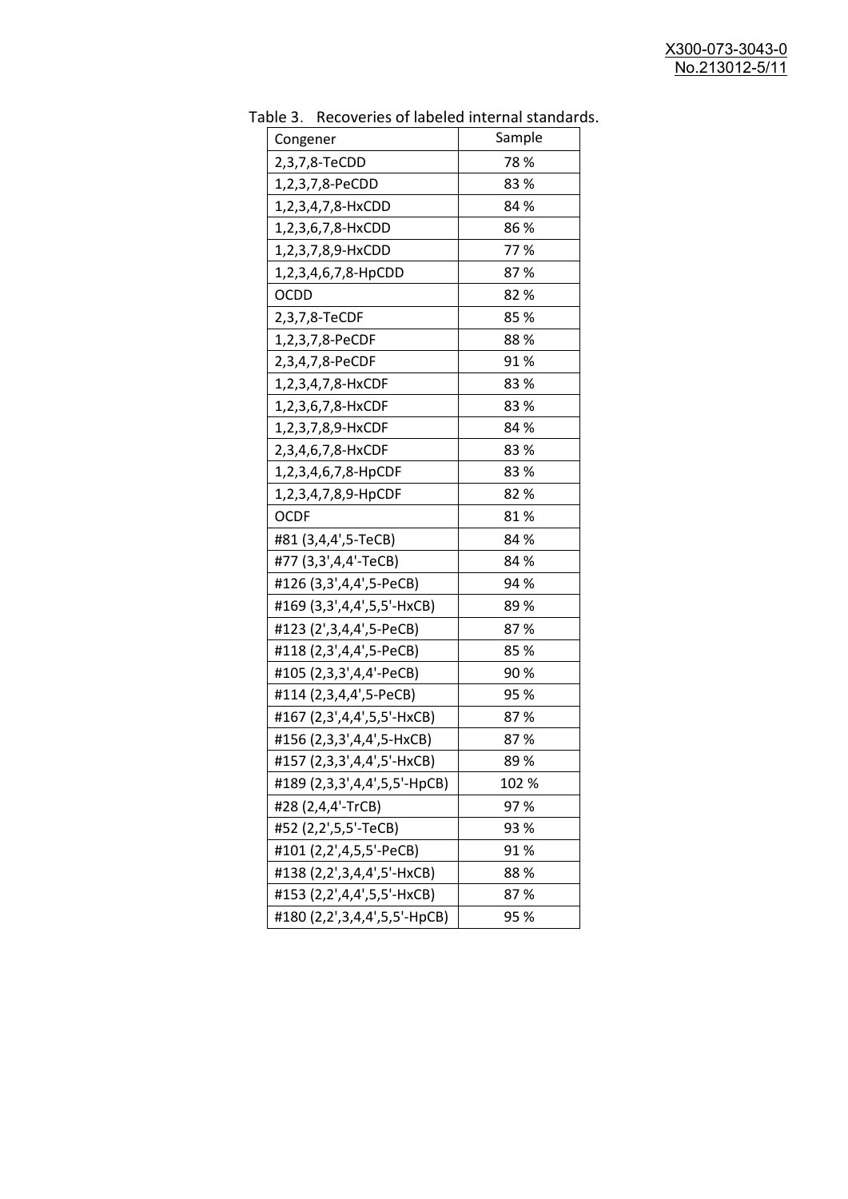Table 3. Recoveries of labeled internal standards.

| Congener | Sample |
|---|---|
| 2,3,7,8-TeCDD | 78 % |
| 1,2,3,7,8-PeCDD | 83 % |
| 1,2,3,4,7,8-HxCDD | 84 % |
| 1,2,3,6,7,8-HxCDD | 86 % |
| 1,2,3,7,8,9-HxCDD | 77 % |
| 1,2,3,4,6,7,8-HpCDD | 87 % |
| OCDD | 82 % |
| 2,3,7,8-TeCDF | 85 % |
| 1,2,3,7,8-PeCDF | 88 % |
| 2,3,4,7,8-PeCDF | 91 % |
| 1,2,3,4,7,8-HxCDF | 83 % |
| 1,2,3,6,7,8-HxCDF | 83 % |
| 1,2,3,7,8,9-HxCDF | 84 % |
| 2,3,4,6,7,8-HxCDF | 83 % |
| 1,2,3,4,6,7,8-HpCDF | 83 % |
| 1,2,3,4,7,8,9-HpCDF | 82 % |
| OCDF | 81 % |
| #81 (3,4,4',5-TeCB) | 84 % |
| #77 (3,3',4,4'-TeCB) | 84 % |
| #126 (3,3',4,4',5-PeCB) | 94 % |
| #169 (3,3',4,4',5,5'-HxCB) | 89 % |
| #123 (2',3,4,4',5-PeCB) | 87 % |
| #118 (2,3',4,4',5-PeCB) | 85 % |
| #105 (2,3,3',4,4'-PeCB) | 90 % |
| #114 (2,3,4,4',5-PeCB) | 95 % |
| #167 (2,3',4,4',5,5'-HxCB) | 87 % |
| #156 (2,3,3',4,4',5-HxCB) | 87 % |
| #157 (2,3,3',4,4',5'-HxCB) | 89 % |
| #189 (2,3,3',4,4',5,5'-HpCB) | 102 % |
| #28 (2,4,4'-TrCB) | 97 % |
| #52 (2,2',5,5'-TeCB) | 93 % |
| #101 (2,2',4,5,5'-PeCB) | 91 % |
| #138 (2,2',3,4,4',5'-HxCB) | 88 % |
| #153 (2,2',4,4',5,5'-HxCB) | 87 % |
| #180 (2,2',3,4,4',5,5'-HpCB) | 95 % |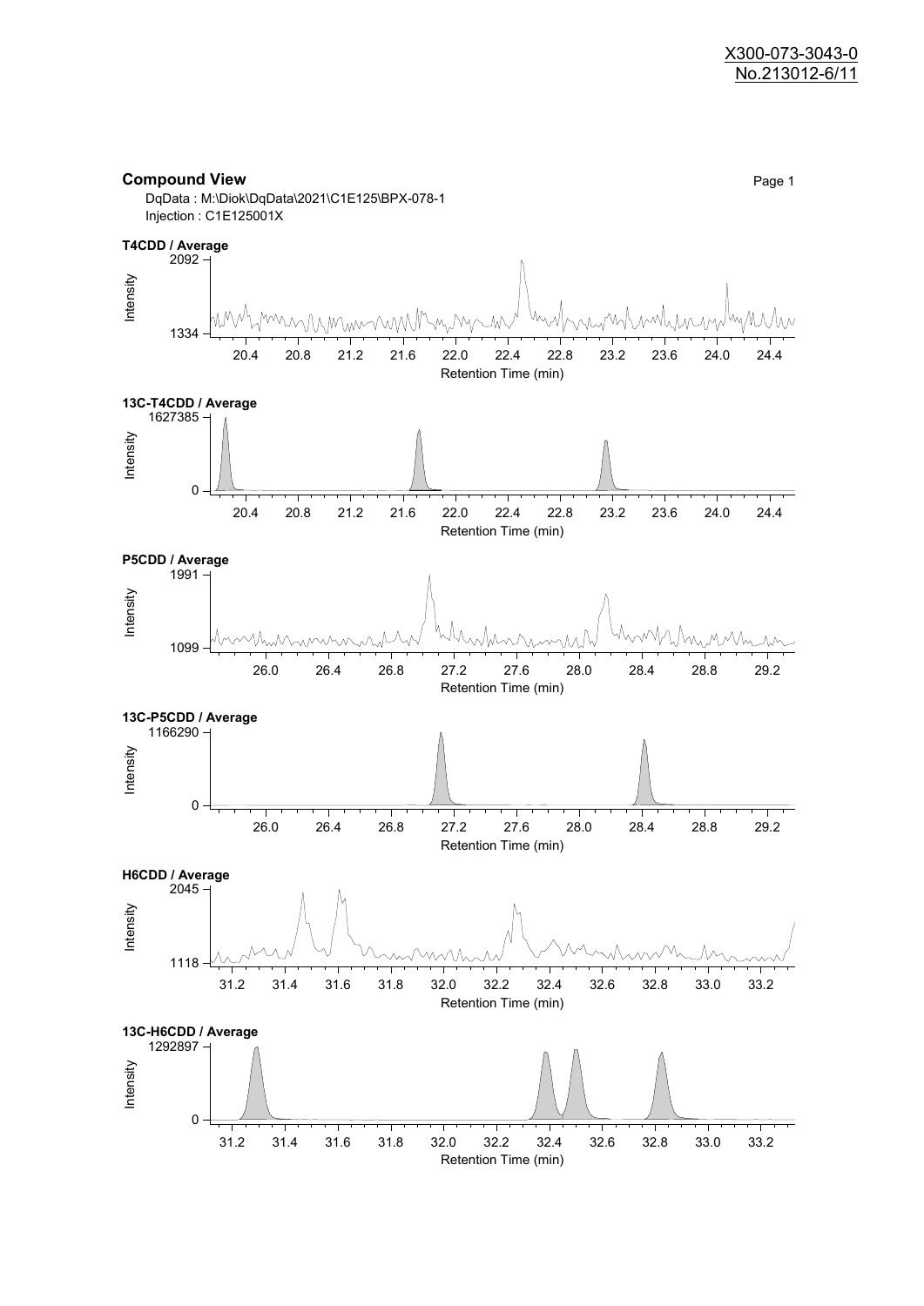X300-073-3043-0
No.213012-6/11

**Compound View**

DqData : M:\Diok\DqData\2021\C1E125\BPX-078-1
Injection : C1E125001X

**T4CDD / Average**

Intensity: 1334 – 2092

Retention Time (min): 20.4, 20.8, 21.2, 21.6, 22.0, 22.4, 22.8, 23.2, 23.6, 24.0, 24.4

**13C-T4CDD / Average**

Intensity: 0 – 1627385

Retention Time (min): 20.4, 20.8, 21.2, 21.6, 22.0, 22.4, 22.8, 23.2, 23.6, 24.0, 24.4

**P5CDD / Average**

Intensity: 1099 – 1991

Retention Time (min): 26.0, 26.4, 26.8, 27.2, 27.6, 28.0, 28.4, 28.8, 29.2

**13C-P5CDD / Average**

Intensity: 0 – 1166290

Retention Time (min): 26.0, 26.4, 26.8, 27.2, 27.6, 28.0, 28.4, 28.8, 29.2

**H6CDD / Average**

Intensity: 1118 – 2045

Retention Time (min): 31.2, 31.4, 31.6, 31.8, 32.0, 32.2, 32.4, 32.6, 32.8, 33.0, 33.2

**13C-H6CDD / Average**

Intensity: 0 – 1292897

Retention Time (min): 31.2, 31.4, 31.6, 31.8, 32.0, 32.2, 32.4, 32.6, 32.8, 33.0, 33.2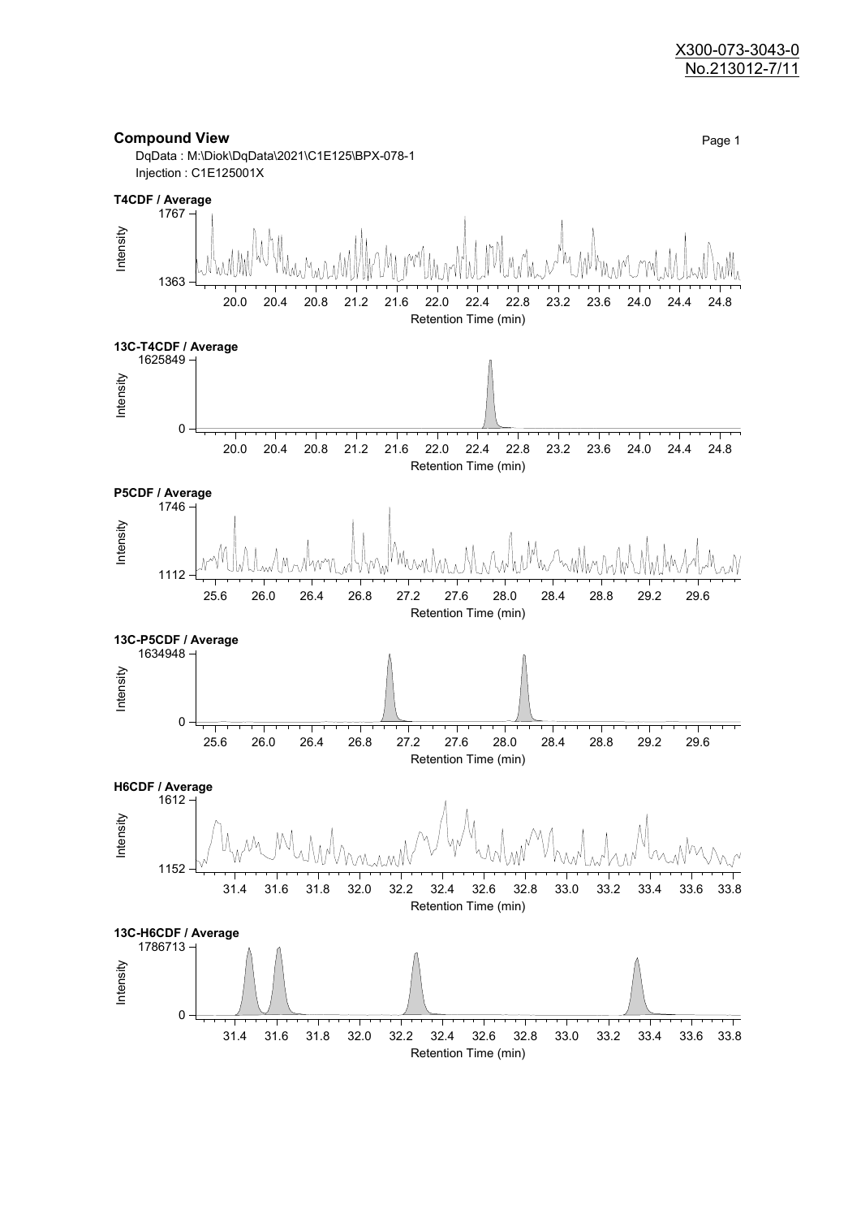X300-073-3043-0
No.213012-7/11

## Compound View

DqData : M:\Diok\DqData\2021\C1E125\BPX-078-1
Injection : C1E125001X

**T4CDF / Average**

Intensity: 1363 – 1767
Retention Time (min): 20.0, 20.4, 20.8, 21.2, 21.6, 22.0, 22.4, 22.8, 23.2, 23.6, 24.0, 24.4, 24.8

**13C-T4CDF / Average**

Intensity: 0 – 1625849
Retention Time (min): 20.0, 20.4, 20.8, 21.2, 21.6, 22.0, 22.4, 22.8, 23.2, 23.6, 24.0, 24.4, 24.8

**P5CDF / Average**

Intensity: 1112 – 1746
Retention Time (min): 25.6, 26.0, 26.4, 26.8, 27.2, 27.6, 28.0, 28.4, 28.8, 29.2, 29.6

**13C-P5CDF / Average**

Intensity: 0 – 1634948
Retention Time (min): 25.6, 26.0, 26.4, 26.8, 27.2, 27.6, 28.0, 28.4, 28.8, 29.2, 29.6

**H6CDF / Average**

Intensity: 1152 – 1612
Retention Time (min): 31.4, 31.6, 31.8, 32.0, 32.2, 32.4, 32.6, 32.8, 33.0, 33.2, 33.4, 33.6, 33.8

**13C-H6CDF / Average**

Intensity: 0 – 1786713
Retention Time (min): 31.4, 31.6, 31.8, 32.0, 32.2, 32.4, 32.6, 32.8, 33.0, 33.2, 33.4, 33.6, 33.8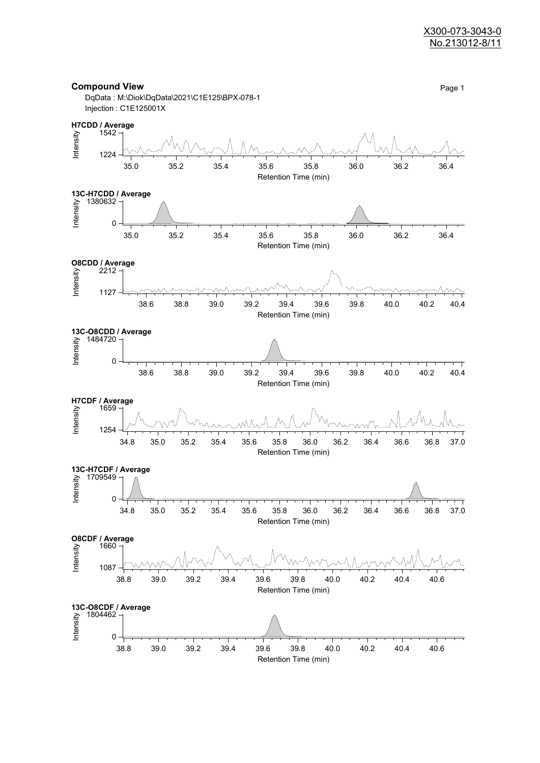## Compound View

DqData : M:\Diok\DqData\2021\C1E125\BPX-078-1

Injection : C1E125001X

**H7CDD / Average**

Intensity: 1224 – 1542

Retention Time (min): 35.0 – 36.4

**13C-H7CDD / Average**

Intensity: 0 – 1380632

Retention Time (min): 35.0 – 36.4

**O8CDD / Average**

Intensity: 1127 – 2212

Retention Time (min): 38.6 – 40.4

**13C-O8CDD / Average**

Intensity: 0 – 1484720

Retention Time (min): 38.6 – 40.4

**H7CDF / Average**

Intensity: 1254 – 1659

Retention Time (min): 34.8 – 37.0

**13C-H7CDF / Average**

Intensity: 0 – 1709549

Retention Time (min): 34.8 – 37.0

**O8CDF / Average**

Intensity: 1087 – 1660

Retention Time (min): 38.8 – 40.6

**13C-O8CDF / Average**

Intensity: 0 – 1804462

Retention Time (min): 38.8 – 40.6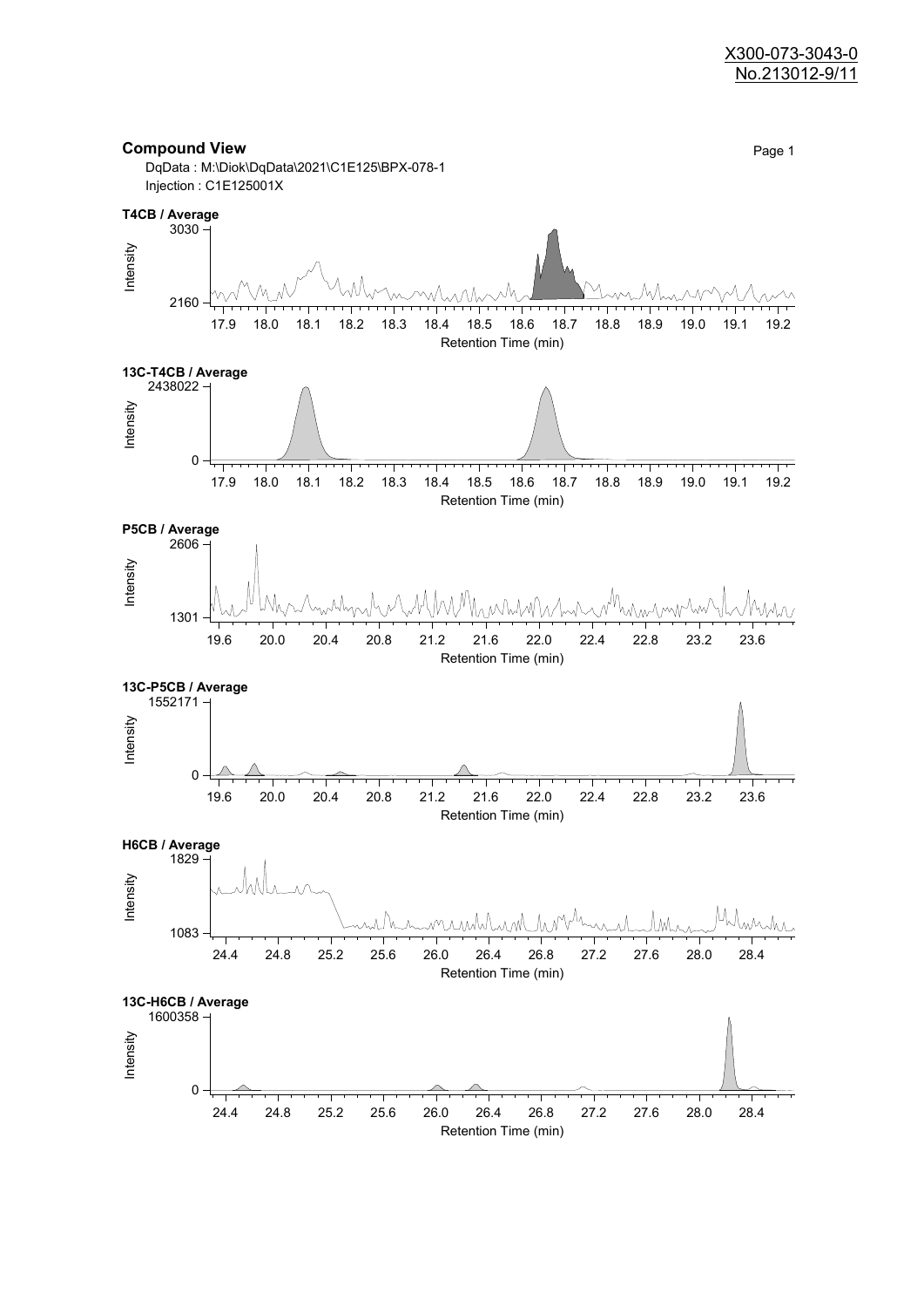X300-073-3043-0
No.213012-9/11

## Compound View

DqData : M:\Diok\DqData\2021\C1E125\BPX-078-1
Injection : C1E125001X

**T4CB / Average**

Intensity: 2160 – 3030
Retention Time (min): 17.9 18.0 18.1 18.2 18.3 18.4 18.5 18.6 18.7 18.8 18.9 19.0 19.1 19.2

**13C-T4CB / Average**

Intensity: 0 – 2438022
Retention Time (min): 17.9 18.0 18.1 18.2 18.3 18.4 18.5 18.6 18.7 18.8 18.9 19.0 19.1 19.2

**P5CB / Average**

Intensity: 1301 – 2606
Retention Time (min): 19.6 20.0 20.4 20.8 21.2 21.6 22.0 22.4 22.8 23.2 23.6

**13C-P5CB / Average**

Intensity: 0 – 1552171
Retention Time (min): 19.6 20.0 20.4 20.8 21.2 21.6 22.0 22.4 22.8 23.2 23.6

**H6CB / Average**

Intensity: 1083 – 1829
Retention Time (min): 24.4 24.8 25.2 25.6 26.0 26.4 26.8 27.2 27.6 28.0 28.4

**13C-H6CB / Average**

Intensity: 0 – 1600358
Retention Time (min): 24.4 24.8 25.2 25.6 26.0 26.4 26.8 27.2 27.6 28.0 28.4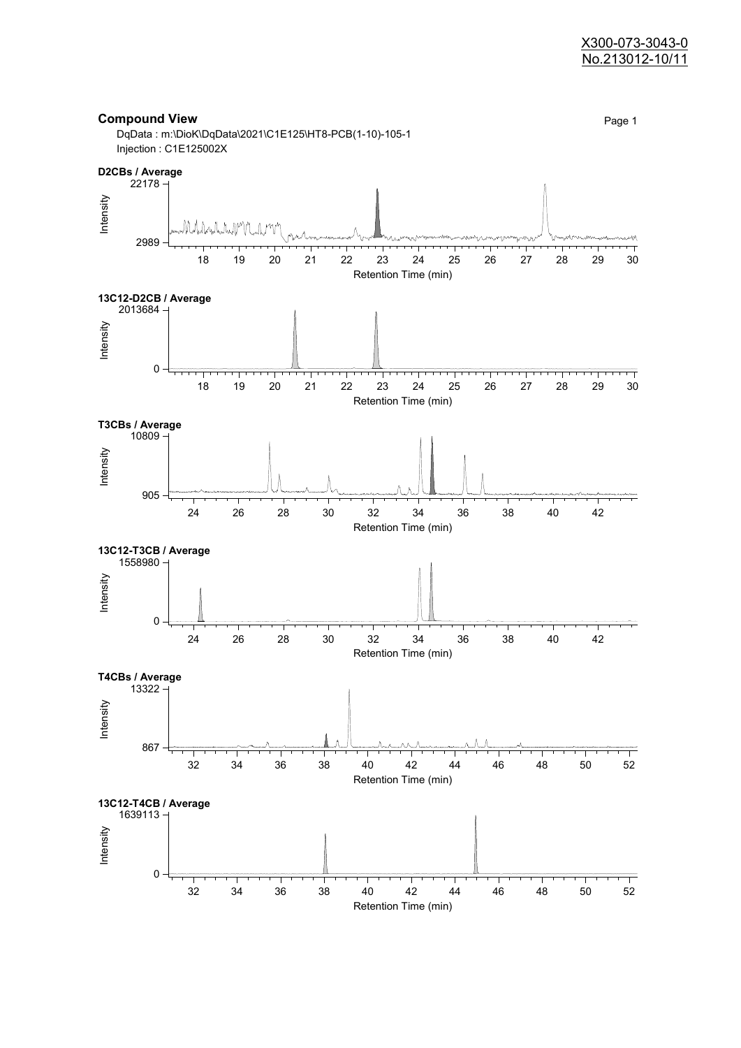X300-073-3043-0
No.213012-10/11

## Compound View

DqData : m:\DioK\DqData\2021\C1E125\HT8-PCB(1-10)-105-1
Injection : C1E125002X

**D2CBs / Average**

Intensity: 2989 – 22178
Retention Time (min): 18 19 20 21 22 23 24 25 26 27 28 29 30

**13C12-D2CB / Average**

Intensity: 0 – 2013684
Retention Time (min): 18 19 20 21 22 23 24 25 26 27 28 29 30

**T3CBs / Average**

Intensity: 905 – 10809
Retention Time (min): 24 26 28 30 32 34 36 38 40 42

**13C12-T3CB / Average**

Intensity: 0 – 1558980
Retention Time (min): 24 26 28 30 32 34 36 38 40 42

**T4CBs / Average**

Intensity: 867 – 13322
Retention Time (min): 32 34 36 38 40 42 44 46 48 50 52

**13C12-T4CB / Average**

Intensity: 0 – 1639113
Retention Time (min): 32 34 36 38 40 42 44 46 48 50 52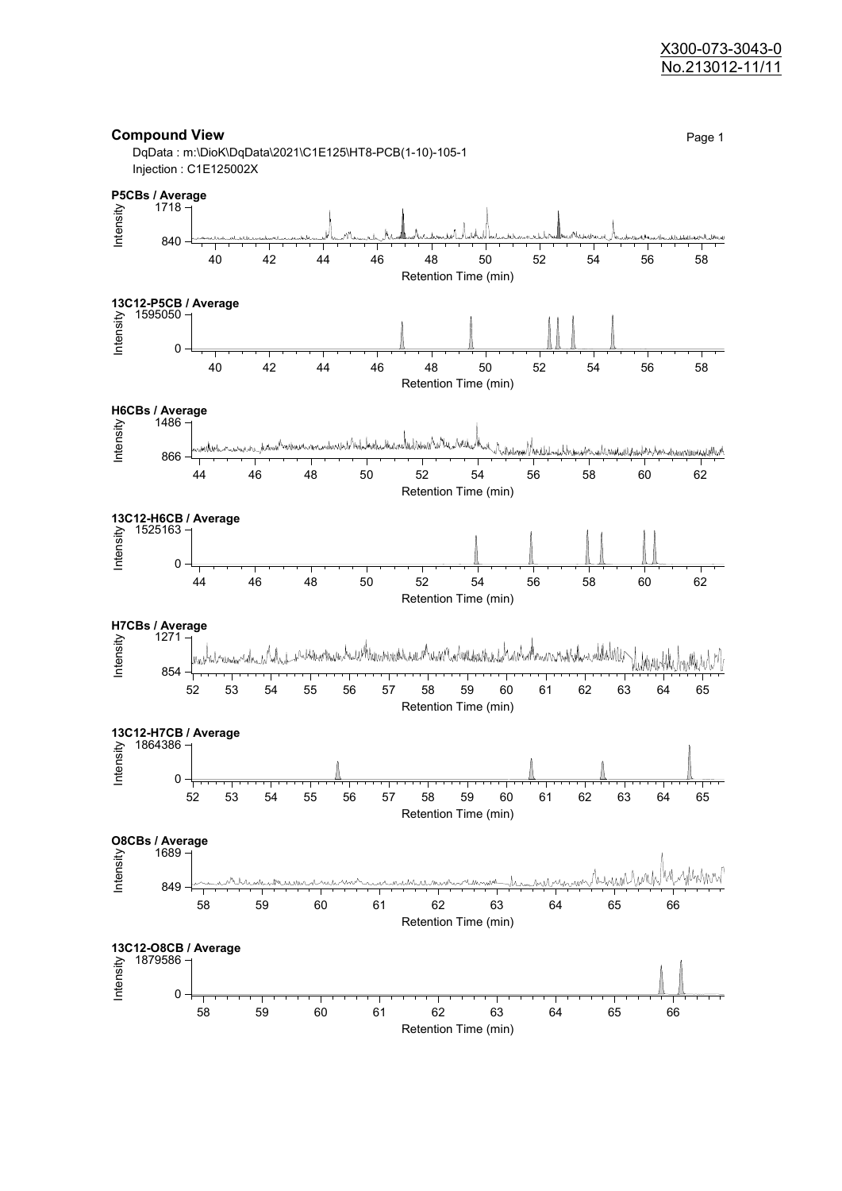X300-073-3043-0
No.213012-11/11

**Compound View**

DqData : m:\DioK\DqData\2021\C1E125\HT8-PCB(1-10)-105-1
Injection : C1E125002X

**P5CBs / Average**

Intensity
1718
840
40 42 44 46 48 50 52 54 56 58
Retention Time (min)

**13C12-P5CB / Average**

Intensity
1595050
0
40 42 44 46 48 50 52 54 56 58
Retention Time (min)

**H6CBs / Average**

Intensity
1486
866
44 46 48 50 52 54 56 58 60 62
Retention Time (min)

**13C12-H6CB / Average**

Intensity
1525163
0
44 46 48 50 52 54 56 58 60 62
Retention Time (min)

**H7CBs / Average**

Intensity
1271
854
52 53 54 55 56 57 58 59 60 61 62 63 64 65
Retention Time (min)

**13C12-H7CB / Average**

Intensity
1864386
0
52 53 54 55 56 57 58 59 60 61 62 63 64 65
Retention Time (min)

**O8CBs / Average**

Intensity
1689
849
58 59 60 61 62 63 64 65 66
Retention Time (min)

**13C12-O8CB / Average**

Intensity
1879586
0
58 59 60 61 62 63 64 65 66
Retention Time (min)